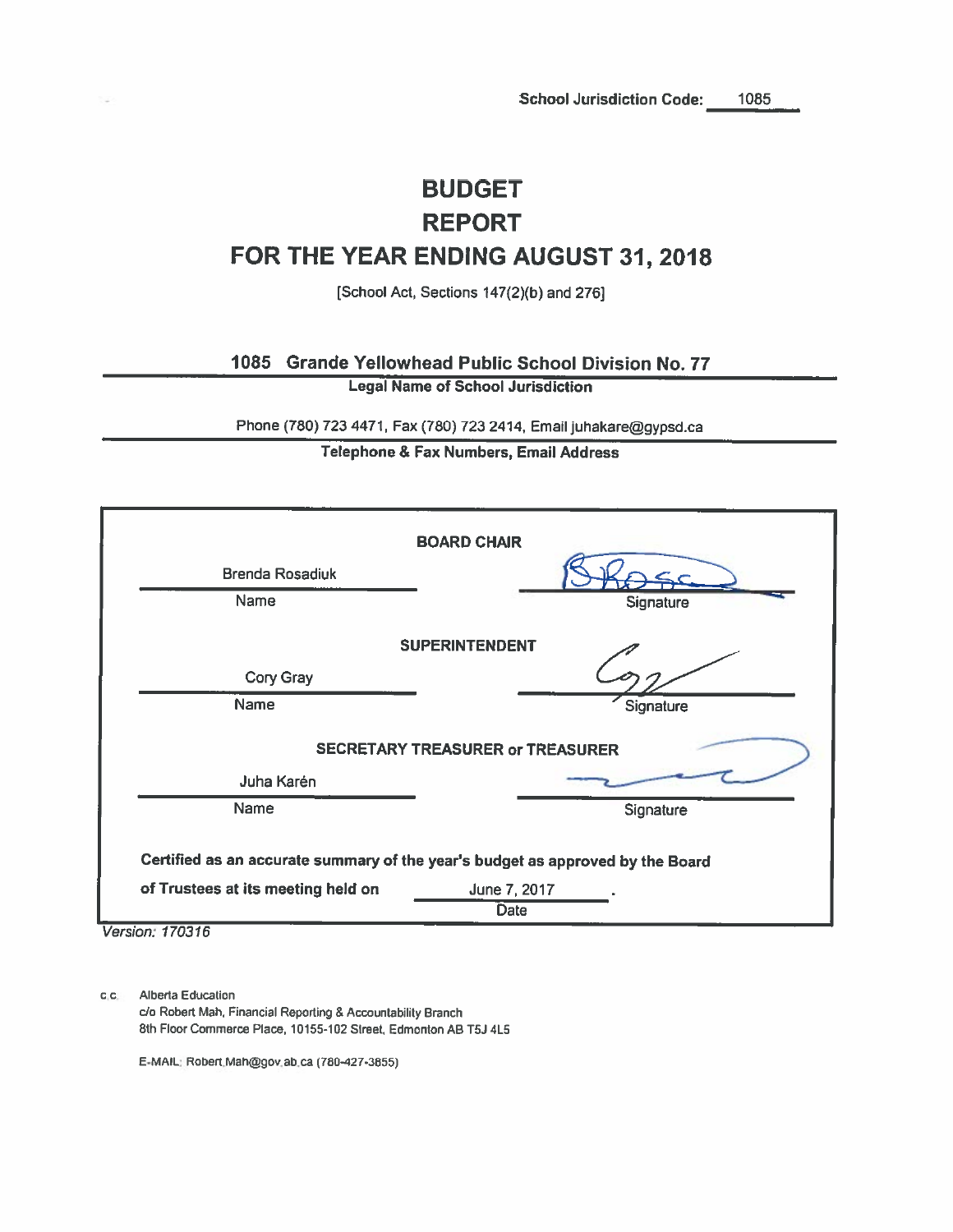**School Jurisdiction Code:** 1085

# BUDGET
# REPORT
# FOR THE YEAR ENDING AUGUST 31, 2018

[School Act, Sections 147(2)(b) and 276]

**1085 Grande Yellowhead Public School Division No. 77**

**Legal Name of School Jurisdiction**

Phone (780) 723 4471, Fax (780) 723 2414, Email juhakare@gypsd.ca

**Telephone & Fax Numbers, Email Address**

**BOARD CHAIR**

| Name | Signature |
|---|---|
| Brenda Rosadiuk | |

**SUPERINTENDENT**

| Name | Signature |
|---|---|
| Cory Gray | |

**SECRETARY TREASURER or TREASURER**

| Name | Signature |
|---|---|
| Juha Karén | |

**Certified as an accurate summary of the year's budget as approved by the Board of Trustees at its meeting held on** June 7, 2017.

Date

*Version: 170316*

c.c. Alberta Education
c/o Robert Mah, Financial Reporting & Accountability Branch
8th Floor Commerce Place, 10155-102 Street, Edmonton AB T5J 4L5

E-MAIL: Robert.Mah@gov.ab.ca (780-427-3855)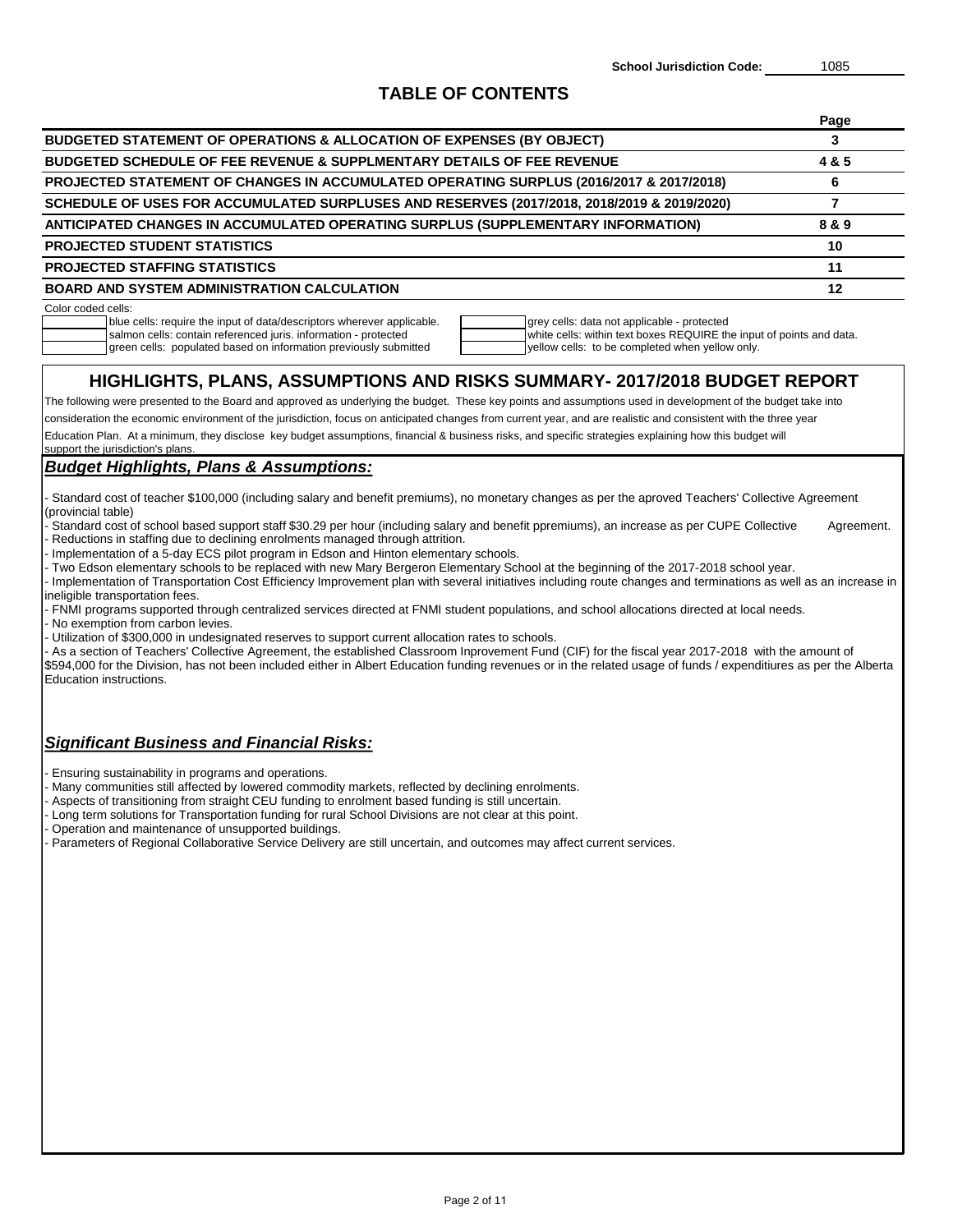**School Jurisdiction Code:** 1085

# TABLE OF CONTENTS

| | Page |
|---|---|
| **BUDGETED STATEMENT OF OPERATIONS & ALLOCATION OF EXPENSES (BY OBJECT)** | **3** |
| **BUDGETED SCHEDULE OF FEE REVENUE & SUPPLMENTARY DETAILS OF FEE REVENUE** | **4 & 5** |
| **PROJECTED STATEMENT OF CHANGES IN ACCUMULATED OPERATING SURPLUS (2016/2017 & 2017/2018)** | **6** |
| **SCHEDULE OF USES FOR ACCUMULATED SURPLUSES AND RESERVES (2017/2018, 2018/2019 & 2019/2020)** | **7** |
| **ANTICIPATED CHANGES IN ACCUMULATED OPERATING SURPLUS (SUPPLEMENTARY INFORMATION)** | **8 & 9** |
| **PROJECTED STUDENT STATISTICS** | **10** |
| **PROJECTED STAFFING STATISTICS** | **11** |
| **BOARD AND SYSTEM ADMINISTRATION CALCULATION** | **12** |

Color coded cells:

- blue cells: require the input of data/descriptors wherever applicable.
- salmon cells: contain referenced juris. information - protected
- green cells: populated based on information previously submitted
- grey cells: data not applicable - protected
- white cells: within text boxes REQUIRE the input of points and data.
- yellow cells: to be completed when yellow only.

## HIGHLIGHTS, PLANS, ASSUMPTIONS AND RISKS SUMMARY- 2017/2018 BUDGET REPORT

The following were presented to the Board and approved as underlying the budget. These key points and assumptions used in development of the budget take into consideration the economic environment of the jurisdiction, focus on anticipated changes from current year, and are realistic and consistent with the three year Education Plan. At a minimum, they disclose key budget assumptions, financial & business risks, and specific strategies explaining how this budget will support the jurisdiction's plans.

### *Budget Highlights, Plans & Assumptions:*

- Standard cost of teacher $100,000 (including salary and benefit premiums), no monetary changes as per the aproved Teachers' Collective Agreement (provincial table)
- Standard cost of school based support staff $30.29 per hour (including salary and benefit ppremiums), an increase as per CUPE Collective Agreement.
- Reductions in staffing due to declining enrolments managed through attrition.
- Implementation of a 5-day ECS pilot program in Edson and Hinton elementary schools.
- Two Edson elementary schools to be replaced with new Mary Bergeron Elementary School at the beginning of the 2017-2018 school year.
- Implementation of Transportation Cost Efficiency Improvement plan with several initiatives including route changes and terminations as well as an increase in ineligible transportation fees.
- FNMI programs supported through centralized services directed at FNMI student populations, and school allocations directed at local needs.
- No exemption from carbon levies.
- Utilization of $300,000 in undesignated reserves to support current allocation rates to schools.
- As a section of Teachers' Collective Agreement, the established Classroom Inprovement Fund (CIF) for the fiscal year 2017-2018 with the amount of $594,000 for the Division, has not been included either in Albert Education funding revenues or in the related usage of funds / expenditiures as per the Alberta Education instructions.

### *Significant Business and Financial Risks:*

- Ensuring sustainability in programs and operations.
- Many communities still affected by lowered commodity markets, reflected by declining enrolments.
- Aspects of transitioning from straight CEU funding to enrolment based funding is still uncertain.
- Long term solutions for Transportation funding for rural School Divisions are not clear at this point.
- Operation and maintenance of unsupported buildings.
- Parameters of Regional Collaborative Service Delivery are still uncertain, and outcomes may affect current services.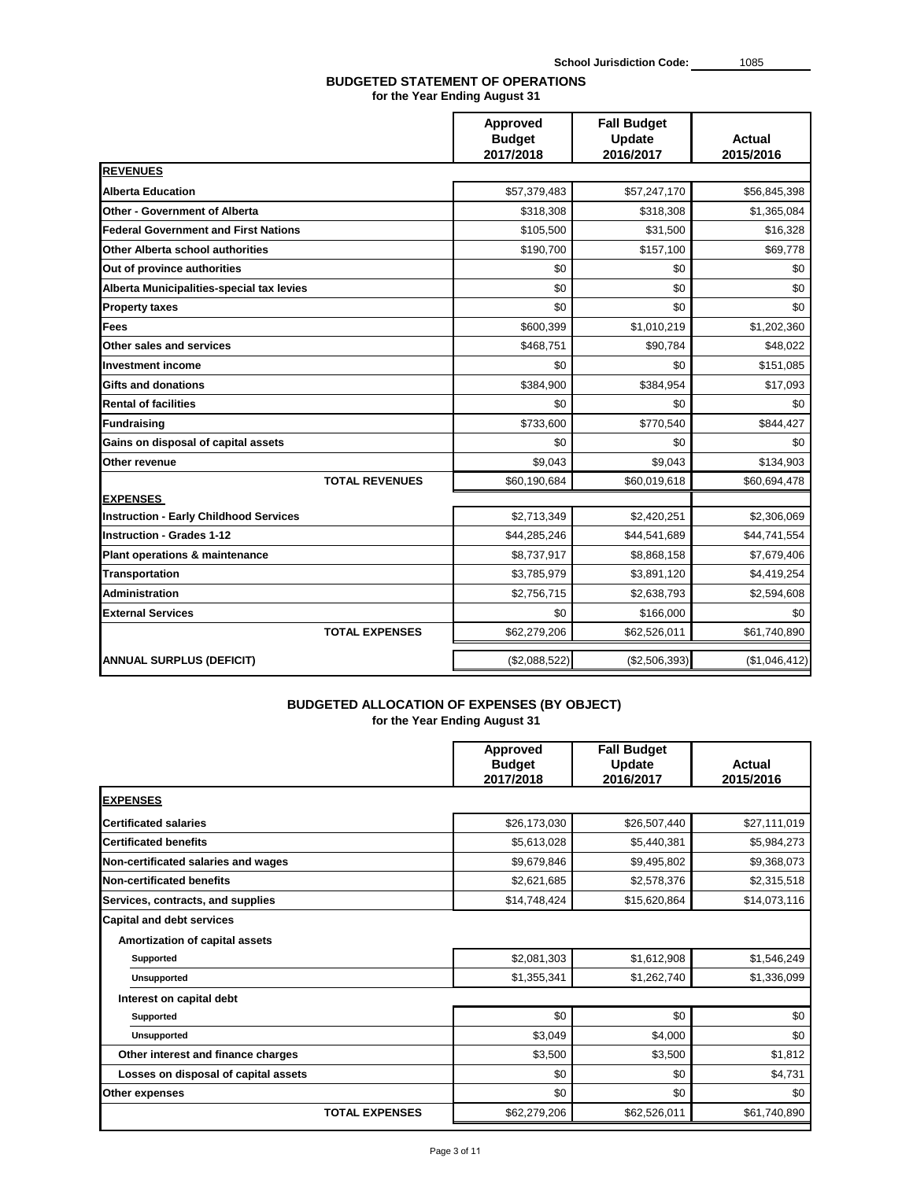School Jurisdiction Code: 1085

## BUDGETED STATEMENT OF OPERATIONS
**for the Year Ending August 31**

| | Approved Budget 2017/2018 | Fall Budget Update 2016/2017 | Actual 2015/2016 |
|---|---|---|---|
| **REVENUES** | | | |
| **Alberta Education** | $57,379,483 | $57,247,170 | $56,845,398 |
| **Other - Government of Alberta** | $318,308 | $318,308 | $1,365,084 |
| **Federal Government and First Nations** | $105,500 | $31,500 | $16,328 |
| **Other Alberta school authorities** | $190,700 | $157,100 | $69,778 |
| **Out of province authorities** | $0 | $0 | $0 |
| **Alberta Municipalities-special tax levies** | $0 | $0 | $0 |
| **Property taxes** | $0 | $0 | $0 |
| **Fees** | $600,399 | $1,010,219 | $1,202,360 |
| **Other sales and services** | $468,751 | $90,784 | $48,022 |
| **Investment income** | $0 | $0 | $151,085 |
| **Gifts and donations** | $384,900 | $384,954 | $17,093 |
| **Rental of facilities** | $0 | $0 | $0 |
| **Fundraising** | $733,600 | $770,540 | $844,427 |
| **Gains on disposal of capital assets** | $0 | $0 | $0 |
| **Other revenue** | $9,043 | $9,043 | $134,903 |
| **TOTAL REVENUES** | $60,190,684 | $60,019,618 | $60,694,478 |
| **EXPENSES** | | | |
| **Instruction - Early Childhood Services** | $2,713,349 | $2,420,251 | $2,306,069 |
| **Instruction - Grades 1-12** | $44,285,246 | $44,541,689 | $44,741,554 |
| **Plant operations & maintenance** | $8,737,917 | $8,868,158 | $7,679,406 |
| **Transportation** | $3,785,979 | $3,891,120 | $4,419,254 |
| **Administration** | $2,756,715 | $2,638,793 | $2,594,608 |
| **External Services** | $0 | $166,000 | $0 |
| **TOTAL EXPENSES** | $62,279,206 | $62,526,011 | $61,740,890 |
| **ANNUAL SURPLUS (DEFICIT)** | ($2,088,522) | ($2,506,393) | ($1,046,412) |

## BUDGETED ALLOCATION OF EXPENSES (BY OBJECT)
**for the Year Ending August 31**

| | Approved Budget 2017/2018 | Fall Budget Update 2016/2017 | Actual 2015/2016 |
|---|---|---|---|
| **EXPENSES** | | | |
| **Certificated salaries** | $26,173,030 | $26,507,440 | $27,111,019 |
| **Certificated benefits** | $5,613,028 | $5,440,381 | $5,984,273 |
| **Non-certificated salaries and wages** | $9,679,846 | $9,495,802 | $9,368,073 |
| **Non-certificated benefits** | $2,621,685 | $2,578,376 | $2,315,518 |
| **Services, contracts, and supplies** | $14,748,424 | $15,620,864 | $14,073,116 |
| **Capital and debt services** | | | |
| **Amortization of capital assets** | | | |
| **Supported** | $2,081,303 | $1,612,908 | $1,546,249 |
| **Unsupported** | $1,355,341 | $1,262,740 | $1,336,099 |
| **Interest on capital debt** | | | |
| **Supported** | $0 | $0 | $0 |
| **Unsupported** | $3,049 | $4,000 | $0 |
| **Other interest and finance charges** | $3,500 | $3,500 | $1,812 |
| **Losses on disposal of capital assets** | $0 | $0 | $4,731 |
| **Other expenses** | $0 | $0 | $0 |
| **TOTAL EXPENSES** | $62,279,206 | $62,526,011 | $61,740,890 |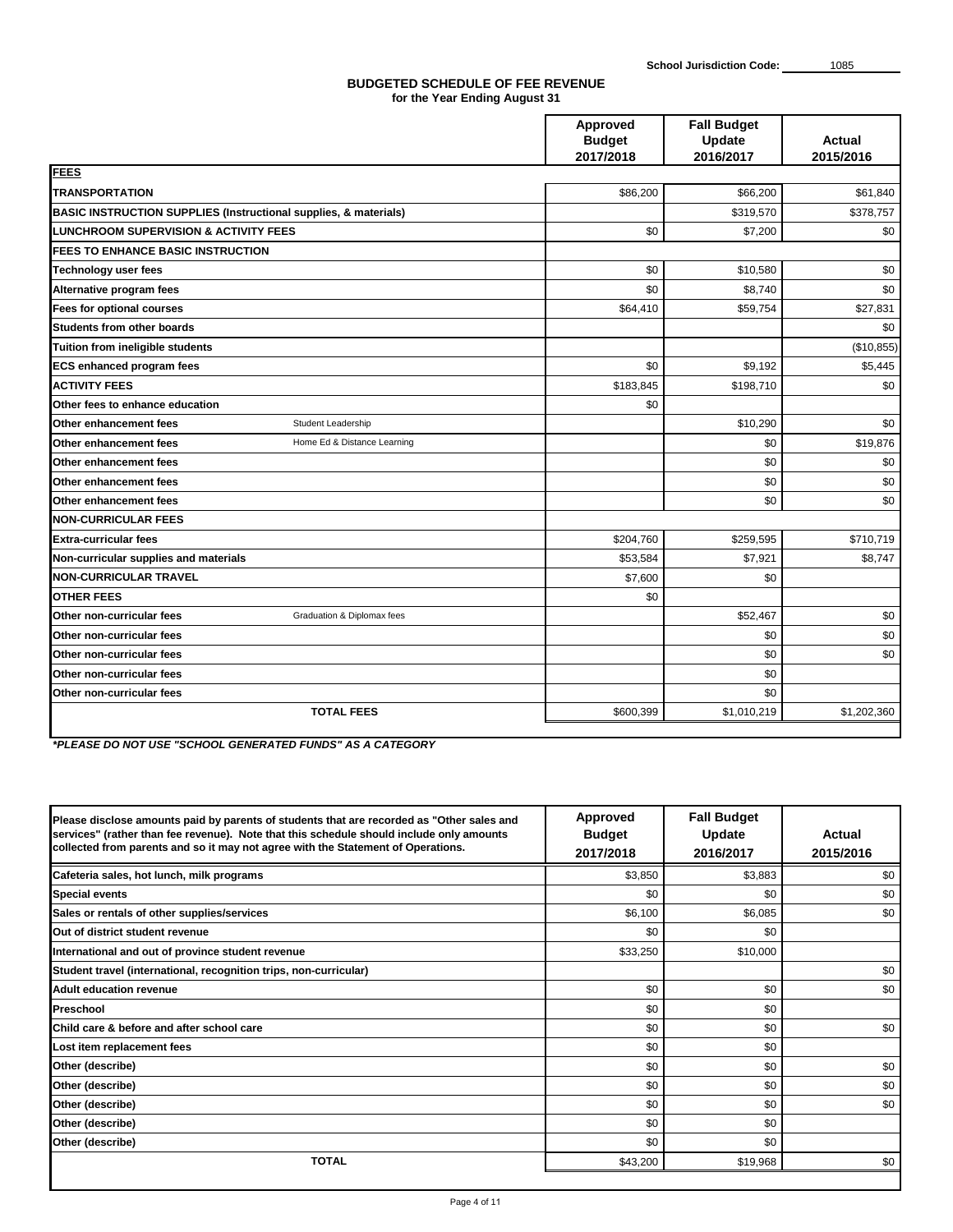School Jurisdiction Code: 1085

## BUDGETED SCHEDULE OF FEE REVENUE
**for the Year Ending August 31**

| | | Approved Budget 2017/2018 | Fall Budget Update 2016/2017 | Actual 2015/2016 |
|---|---|---|---|---|
| **FEES** | | | | |
| **TRANSPORTATION** | | $86,200 | $66,200 | $61,840 |
| **BASIC INSTRUCTION SUPPLIES (Instructional supplies, & materials)** | | | $319,570 | $378,757 |
| **LUNCHROOM SUPERVISION & ACTIVITY FEES** | | $0 | $7,200 | $0 |
| **FEES TO ENHANCE BASIC INSTRUCTION** | | | | |
| **Technology user fees** | | $0 | $10,580 | $0 |
| **Alternative program fees** | | $0 | $8,740 | $0 |
| **Fees for optional courses** | | $64,410 | $59,754 | $27,831 |
| **Students from other boards** | | | | $0 |
| **Tuition from ineligible students** | | | | ($10,855) |
| **ECS enhanced program fees** | | $0 | $9,192 | $5,445 |
| **ACTIVITY FEES** | | $183,845 | $198,710 | $0 |
| **Other fees to enhance education** | | $0 | | |
| **Other enhancement fees** | Student Leadership | | $10,290 | $0 |
| **Other enhancement fees** | Home Ed & Distance Learning | | $0 | $19,876 |
| **Other enhancement fees** | | | $0 | $0 |
| **Other enhancement fees** | | | $0 | $0 |
| **Other enhancement fees** | | | $0 | $0 |
| **NON-CURRICULAR FEES** | | | | |
| **Extra-curricular fees** | | $204,760 | $259,595 | $710,719 |
| **Non-curricular supplies and materials** | | $53,584 | $7,921 | $8,747 |
| **NON-CURRICULAR TRAVEL** | | $7,600 | $0 | |
| **OTHER FEES** | | $0 | | |
| **Other non-curricular fees** | Graduation & Diplomax fees | | $52,467 | $0 |
| **Other non-curricular fees** | | | $0 | $0 |
| **Other non-curricular fees** | | | $0 | $0 |
| **Other non-curricular fees** | | | $0 | |
| **Other non-curricular fees** | | | $0 | |
| **TOTAL FEES** | | $600,399 | $1,010,219 | $1,202,360 |

***PLEASE DO NOT USE "SCHOOL GENERATED FUNDS" AS A CATEGORY**

| Please disclose amounts paid by parents of students that are recorded as "Other sales and services" (rather than fee revenue). Note that this schedule should include only amounts collected from parents and so it may not agree with the Statement of Operations. | Approved Budget 2017/2018 | Fall Budget Update 2016/2017 | Actual 2015/2016 |
|---|---|---|---|
| **Cafeteria sales, hot lunch, milk programs** | $3,850 | $3,883 | $0 |
| **Special events** | $0 | $0 | $0 |
| **Sales or rentals of other supplies/services** | $6,100 | $6,085 | $0 |
| **Out of district student revenue** | $0 | $0 | |
| **International and out of province student revenue** | $33,250 | $10,000 | |
| **Student travel (international, recognition trips, non-curricular)** | | | $0 |
| **Adult education revenue** | $0 | $0 | $0 |
| **Preschool** | $0 | $0 | |
| **Child care & before and after school care** | $0 | $0 | $0 |
| **Lost item replacement fees** | $0 | $0 | |
| **Other (describe)** | $0 | $0 | $0 |
| **Other (describe)** | $0 | $0 | $0 |
| **Other (describe)** | $0 | $0 | $0 |
| **Other (describe)** | $0 | $0 | |
| **Other (describe)** | $0 | $0 | |
| **TOTAL** | $43,200 | $19,968 | $0 |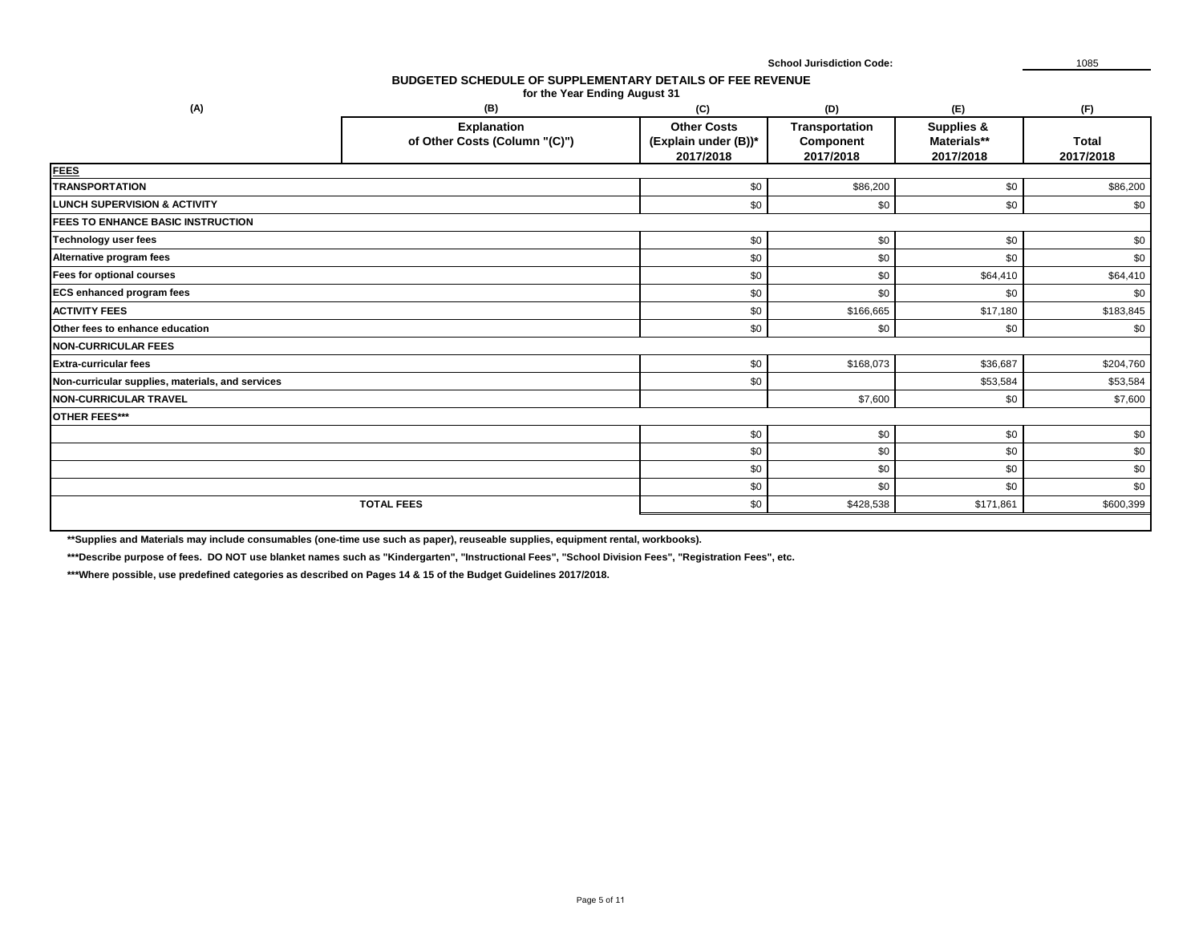School Jurisdiction Code: 1085

## BUDGETED SCHEDULE OF SUPPLEMENTARY DETAILS OF FEE REVENUE

**for the Year Ending August 31**

| (A) | (B) Explanation of Other Costs (Column "(C)") | (C) Other Costs (Explain under (B))* 2017/2018 | (D) Transportation Component 2017/2018 | (E) Supplies & Materials** 2017/2018 | (F) Total 2017/2018 |
|---|---|---|---|---|---|
| **FEES** | | | | | |
| **TRANSPORTATION** | | $0 | $86,200 | $0 | $86,200 |
| **LUNCH SUPERVISION & ACTIVITY** | | $0 | $0 | $0 | $0 |
| **FEES TO ENHANCE BASIC INSTRUCTION** | | | | | |
| **Technology user fees** | | $0 | $0 | $0 | $0 |
| **Alternative program fees** | | $0 | $0 | $0 | $0 |
| **Fees for optional courses** | | $0 | $0 | $64,410 | $64,410 |
| **ECS enhanced program fees** | | $0 | $0 | $0 | $0 |
| **ACTIVITY FEES** | | $0 | $166,665 | $17,180 | $183,845 |
| **Other fees to enhance education** | | $0 | $0 | $0 | $0 |
| **NON-CURRICULAR FEES** | | | | | |
| **Extra-curricular fees** | | $0 | $168,073 | $36,687 | $204,760 |
| **Non-curricular supplies, materials, and services** | | $0 | | $53,584 | $53,584 |
| **NON-CURRICULAR TRAVEL** | | | $7,600 | $0 | $7,600 |
| **OTHER FEES*** ** | | | | | |
| | | $0 | $0 | $0 | $0 |
| | | $0 | $0 | $0 | $0 |
| | | $0 | $0 | $0 | $0 |
| | | $0 | $0 | $0 | $0 |
| | **TOTAL FEES** | $0 | $428,538 | $171,861 | $600,399 |

**Supplies and Materials may include consumables (one-time use such as paper), reuseable supplies, equipment rental, workbooks).

***Describe purpose of fees. DO NOT use blanket names such as "Kindergarten", "Instructional Fees", "School Division Fees", "Registration Fees", etc.

***Where possible, use predefined categories as described on Pages 14 & 15 of the Budget Guidelines 2017/2018.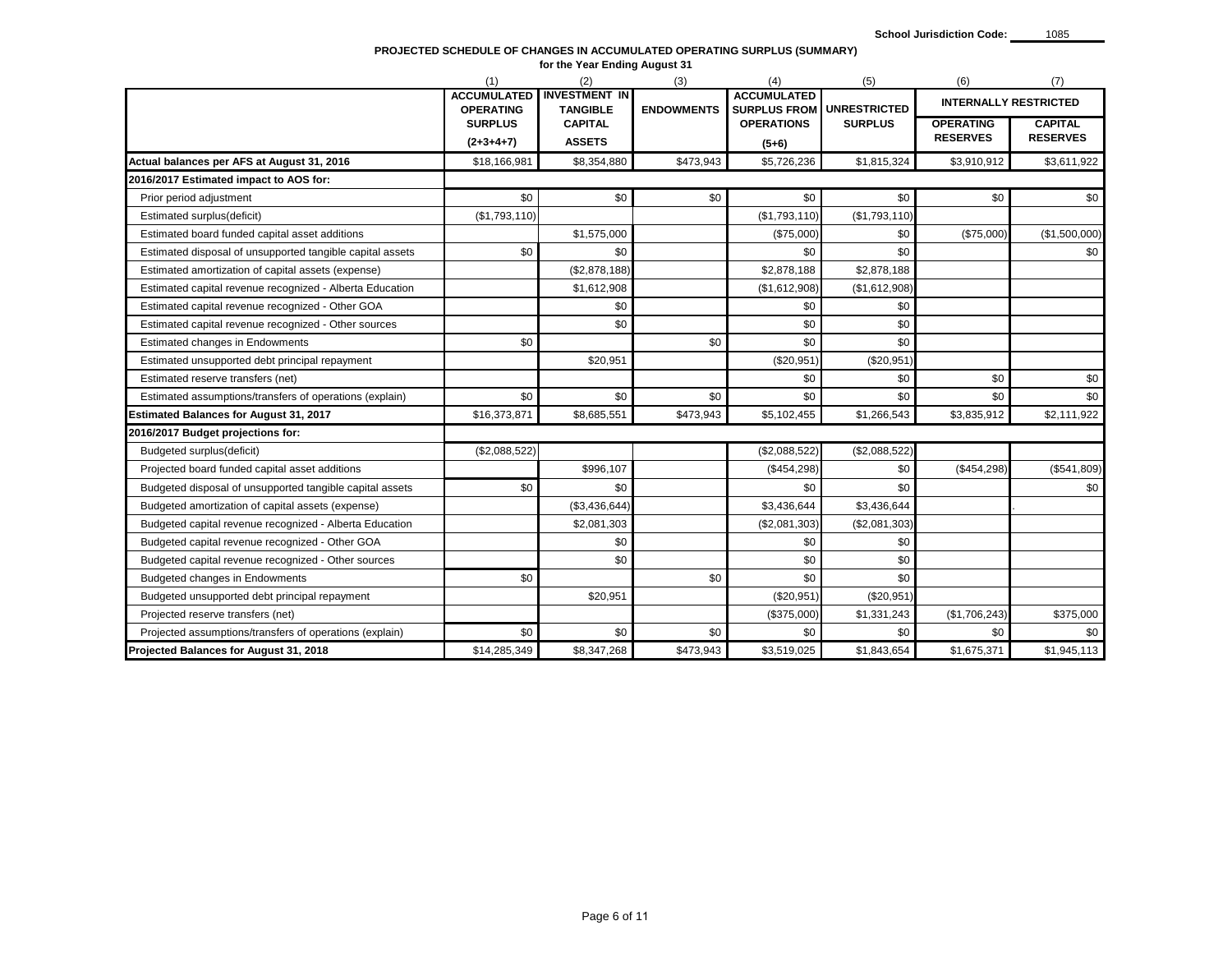School Jurisdiction Code: 1085

## PROJECTED SCHEDULE OF CHANGES IN ACCUMULATED OPERATING SURPLUS (SUMMARY)
### for the Year Ending August 31

| | (1) | (2) | (3) | (4) | (5) | (6) | (7) |
|---|---|---|---|---|---|---|---|
| | ACCUMULATED OPERATING SURPLUS (2+3+4+7) | INVESTMENT IN TANGIBLE CAPITAL ASSETS | ENDOWMENTS | ACCUMULATED SURPLUS FROM OPERATIONS (5+6) | UNRESTRICTED SURPLUS | INTERNALLY RESTRICTED | |
| | | | | | | OPERATING RESERVES | CAPITAL RESERVES |
| **Actual balances per AFS at August 31, 2016** | $18,166,981 | $8,354,880 | $473,943 | $5,726,236 | $1,815,324 | $3,910,912 | $3,611,922 |
| **2016/2017 Estimated impact to AOS for:** | | | | | | | |
| Prior period adjustment | $0 | $0 | $0 | $0 | $0 | $0 | $0 |
| Estimated surplus(deficit) | ($1,793,110) | | | ($1,793,110) | ($1,793,110) | | |
| Estimated board funded capital asset additions | | $1,575,000 | | ($75,000) | $0 | ($75,000) | ($1,500,000) |
| Estimated disposal of unsupported tangible capital assets | $0 | $0 | | $0 | $0 | | $0 |
| Estimated amortization of capital assets (expense) | | ($2,878,188) | | $2,878,188 | $2,878,188 | | |
| Estimated capital revenue recognized - Alberta Education | | $1,612,908 | | ($1,612,908) | ($1,612,908) | | |
| Estimated capital revenue recognized - Other GOA | | $0 | | $0 | $0 | | |
| Estimated capital revenue recognized - Other sources | | $0 | | $0 | $0 | | |
| Estimated changes in Endowments | $0 | | $0 | $0 | $0 | | |
| Estimated unsupported debt principal repayment | | $20,951 | | ($20,951) | ($20,951) | | |
| Estimated reserve transfers (net) | | | | $0 | $0 | $0 | $0 |
| Estimated assumptions/transfers of operations (explain) | $0 | $0 | $0 | $0 | $0 | $0 | $0 |
| **Estimated Balances for August 31, 2017** | $16,373,871 | $8,685,551 | $473,943 | $5,102,455 | $1,266,543 | $3,835,912 | $2,111,922 |
| **2016/2017 Budget projections for:** | | | | | | | |
| Budgeted surplus(deficit) | ($2,088,522) | | | ($2,088,522) | ($2,088,522) | | |
| Projected board funded capital asset additions | | $996,107 | | ($454,298) | $0 | ($454,298) | ($541,809) |
| Budgeted disposal of unsupported tangible capital assets | $0 | $0 | | $0 | $0 | | $0 |
| Budgeted amortization of capital assets (expense) | | ($3,436,644) | | $3,436,644 | $3,436,644 | | . |
| Budgeted capital revenue recognized - Alberta Education | | $2,081,303 | | ($2,081,303) | ($2,081,303) | | |
| Budgeted capital revenue recognized - Other GOA | | $0 | | $0 | $0 | | |
| Budgeted capital revenue recognized - Other sources | | $0 | | $0 | $0 | | |
| Budgeted changes in Endowments | $0 | | $0 | $0 | $0 | | |
| Budgeted unsupported debt principal repayment | | $20,951 | | ($20,951) | ($20,951) | | |
| Projected reserve transfers (net) | | | | ($375,000) | $1,331,243 | ($1,706,243) | $375,000 |
| Projected assumptions/transfers of operations (explain) | $0 | $0 | $0 | $0 | $0 | $0 | $0 |
| **Projected Balances for August 31, 2018** | $14,285,349 | $8,347,268 | $473,943 | $3,519,025 | $1,843,654 | $1,675,371 | $1,945,113 |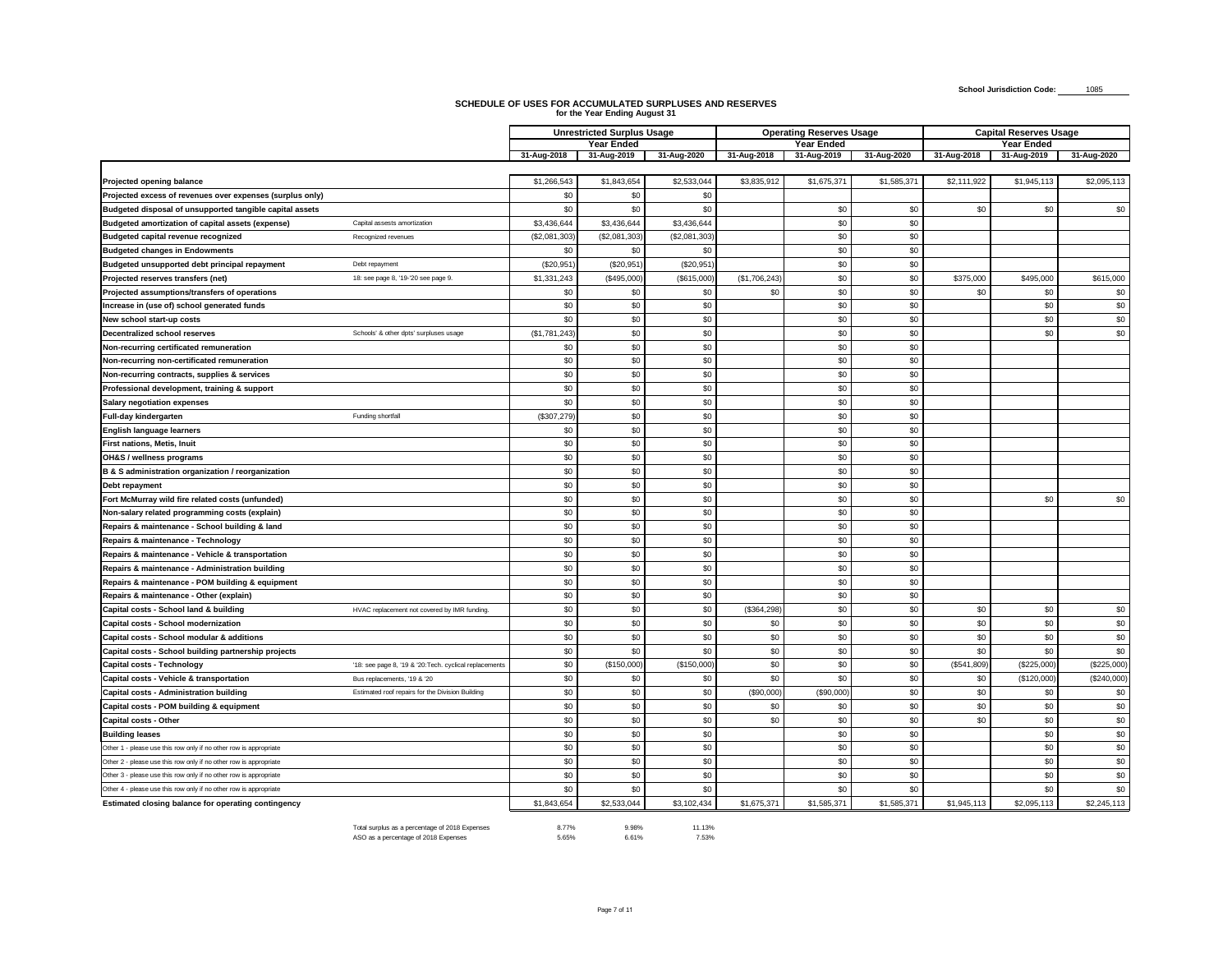School Jurisdiction Code: 1085

## SCHEDULE OF USES FOR ACCUMULATED SURPLUSES AND RESERVES
### for the Year Ending August 31

| | | Unrestricted Surplus Usage | | | Operating Reserves Usage | | | Capital Reserves Usage | | |
|---|---|---|---|---|---|---|---|---|---|---|
| | | Year Ended | | | Year Ended | | | Year Ended | | |
| | | 31-Aug-2018 | 31-Aug-2019 | 31-Aug-2020 | 31-Aug-2018 | 31-Aug-2019 | 31-Aug-2020 | 31-Aug-2018 | 31-Aug-2019 | 31-Aug-2020 |
| **Projected opening balance** | | $1,266,543 | $1,843,654 | $2,533,044 | $3,835,912 | $1,675,371 | $1,585,371 | $2,111,922 | $1,945,113 | $2,095,113 |
| **Projected excess of revenues over expenses (surplus only)** | | $0 | $0 | $0 | | | | | | |
| **Budgeted disposal of unsupported tangible capital assets** | | $0 | $0 | $0 | | $0 | $0 | $0 | $0 | $0 |
| **Budgeted amortization of capital assets (expense)** | Capital assests amortization | $3,436,644 | $3,436,644 | $3,436,644 | | $0 | $0 | | | |
| **Budgeted capital revenue recognized** | Recognized revenues | ($2,081,303) | ($2,081,303) | ($2,081,303) | | $0 | $0 | | | |
| **Budgeted changes in Endowments** | | $0 | $0 | $0 | | $0 | $0 | | | |
| **Budgeted unsupported debt principal repayment** | Debt repayment | ($20,951) | ($20,951) | ($20,951) | | $0 | $0 | | | |
| **Projected reserves transfers (net)** | 18: see page 8, '19-'20 see page 9. | $1,331,243 | ($495,000) | ($615,000) | ($1,706,243) | $0 | $0 | $375,000 | $495,000 | $615,000 |
| **Projected assumptions/transfers of operations** | | $0 | $0 | $0 | $0 | $0 | $0 | $0 | $0 | $0 |
| **Increase in (use of) school generated funds** | | $0 | $0 | $0 | | $0 | $0 | | $0 | $0 |
| **New school start-up costs** | | $0 | $0 | $0 | | $0 | $0 | | $0 | $0 |
| **Decentralized school reserves** | Schools' & other dpts' surpluses usage | ($1,781,243) | $0 | $0 | | $0 | $0 | | $0 | $0 |
| **Non-recurring certificated remuneration** | | $0 | $0 | $0 | | $0 | $0 | | | |
| **Non-recurring non-certificated remuneration** | | $0 | $0 | $0 | | $0 | $0 | | | |
| **Non-recurring contracts, supplies & services** | | $0 | $0 | $0 | | $0 | $0 | | | |
| **Professional development, training & support** | | $0 | $0 | $0 | | $0 | $0 | | | |
| **Salary negotiation expenses** | | $0 | $0 | $0 | | $0 | $0 | | | |
| **Full-day kindergarten** | Funding shortfall | ($307,279) | $0 | $0 | | $0 | $0 | | | |
| **English language learners** | | $0 | $0 | $0 | | $0 | $0 | | | |
| **First nations, Metis, Inuit** | | $0 | $0 | $0 | | $0 | $0 | | | |
| **OH&S / wellness programs** | | $0 | $0 | $0 | | $0 | $0 | | | |
| **B & S administration organization / reorganization** | | $0 | $0 | $0 | | $0 | $0 | | | |
| **Debt repayment** | | $0 | $0 | $0 | | $0 | $0 | | | |
| **Fort McMurray wild fire related costs (unfunded)** | | $0 | $0 | $0 | | $0 | $0 | | $0 | $0 |
| **Non-salary related programming costs (explain)** | | $0 | $0 | $0 | | $0 | $0 | | | |
| **Repairs & maintenance - School building & land** | | $0 | $0 | $0 | | $0 | $0 | | | |
| **Repairs & maintenance - Technology** | | $0 | $0 | $0 | | $0 | $0 | | | |
| **Repairs & maintenance - Vehicle & transportation** | | $0 | $0 | $0 | | $0 | $0 | | | |
| **Repairs & maintenance - Administration building** | | $0 | $0 | $0 | | $0 | $0 | | | |
| **Repairs & maintenance - POM building & equipment** | | $0 | $0 | $0 | | $0 | $0 | | | |
| **Repairs & maintenance - Other (explain)** | | $0 | $0 | $0 | | $0 | $0 | | | |
| **Capital costs - School land & building** | HVAC replacement not covered by IMR funding. | $0 | $0 | $0 | ($364,298) | $0 | $0 | $0 | $0 | $0 |
| **Capital costs - School modernization** | | $0 | $0 | $0 | $0 | $0 | $0 | $0 | $0 | $0 |
| **Capital costs - School modular & additions** | | $0 | $0 | $0 | $0 | $0 | $0 | $0 | $0 | $0 |
| **Capital costs - School building partnership projects** | | $0 | $0 | $0 | $0 | $0 | $0 | $0 | $0 | $0 |
| **Capital costs - Technology** | '18: see page 8, '19 & '20:Tech. cyclical replacements | $0 | ($150,000) | ($150,000) | $0 | $0 | $0 | ($541,809) | ($225,000) | ($225,000) |
| **Capital costs - Vehicle & transportation** | Bus replacements, '19 & '20 | $0 | $0 | $0 | $0 | $0 | $0 | $0 | ($120,000) | ($240,000) |
| **Capital costs - Administration building** | Estimated roof repairs for the Division Building | $0 | $0 | $0 | ($90,000) | ($90,000) | $0 | $0 | $0 | $0 |
| **Capital costs - POM building & equipment** | | $0 | $0 | $0 | $0 | $0 | $0 | $0 | $0 | $0 |
| **Capital costs - Other** | | $0 | $0 | $0 | $0 | $0 | $0 | $0 | $0 | $0 |
| **Building leases** | | $0 | $0 | $0 | | $0 | $0 | | $0 | $0 |
| Other 1 - please use this row only if no other row is appropriate | | $0 | $0 | $0 | | $0 | $0 | | $0 | $0 |
| Other 2 - please use this row only if no other row is appropriate | | $0 | $0 | $0 | | $0 | $0 | | $0 | $0 |
| Other 3 - please use this row only if no other row is appropriate | | $0 | $0 | $0 | | $0 | $0 | | $0 | $0 |
| Other 4 - please use this row only if no other row is appropriate | | $0 | $0 | $0 | | $0 | $0 | | $0 | $0 |
| **Estimated closing balance for operating contingency** | | $1,843,654 | $2,533,044 | $3,102,434 | $1,675,371 | $1,585,371 | $1,585,371 | $1,945,113 | $2,095,113 | $2,245,113 |

| | 31-Aug-2018 | 31-Aug-2019 | 31-Aug-2020 |
|---|---|---|---|
| Total surplus as a percentage of 2018 Expenses | 8.77% | 9.98% | 11.13% |
| ASO as a percentage of 2018 Expenses | 5.65% | 6.61% | 7.53% |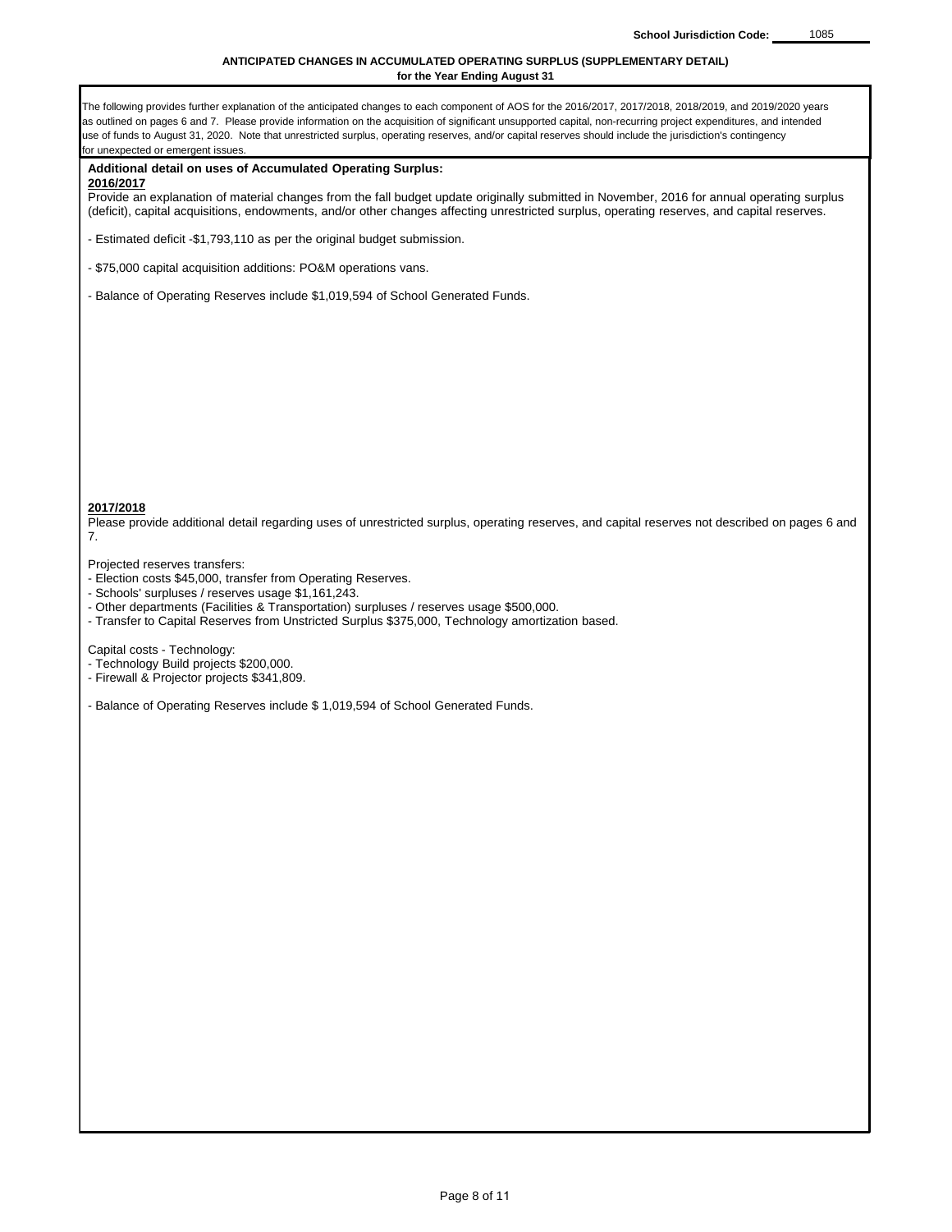School Jurisdiction Code: 1085

## ANTICIPATED CHANGES IN ACCUMULATED OPERATING SURPLUS (SUPPLEMENTARY DETAIL)
**for the Year Ending August 31**

The following provides further explanation of the anticipated changes to each component of AOS for the 2016/2017, 2017/2018, 2018/2019, and 2019/2020 years as outlined on pages 6 and 7. Please provide information on the acquisition of significant unsupported capital, non-recurring project expenditures, and intended use of funds to August 31, 2020. Note that unrestricted surplus, operating reserves, and/or capital reserves should include the jurisdiction's contingency for unexpected or emergent issues.

**Additional detail on uses of Accumulated Operating Surplus:**

**2016/2017**

Provide an explanation of material changes from the fall budget update originally submitted in November, 2016 for annual operating surplus (deficit), capital acquisitions, endowments, and/or other changes affecting unrestricted surplus, operating reserves, and capital reserves.

- Estimated deficit -$1,793,110 as per the original budget submission.

- $75,000 capital acquisition additions: PO&M operations vans.

- Balance of Operating Reserves include $1,019,594 of School Generated Funds.

**2017/2018**

Please provide additional detail regarding uses of unrestricted surplus, operating reserves, and capital reserves not described on pages 6 and 7.

Projected reserves transfers:
- Election costs $45,000, transfer from Operating Reserves.
- Schools' surpluses / reserves usage $1,161,243.
- Other departments (Facilities & Transportation) surpluses / reserves usage $500,000.
- Transfer to Capital Reserves from Unstricted Surplus $375,000, Technology amortization based.

Capital costs - Technology:
- Technology Build projects $200,000.
- Firewall & Projector projects $341,809.

- Balance of Operating Reserves include $ 1,019,594 of School Generated Funds.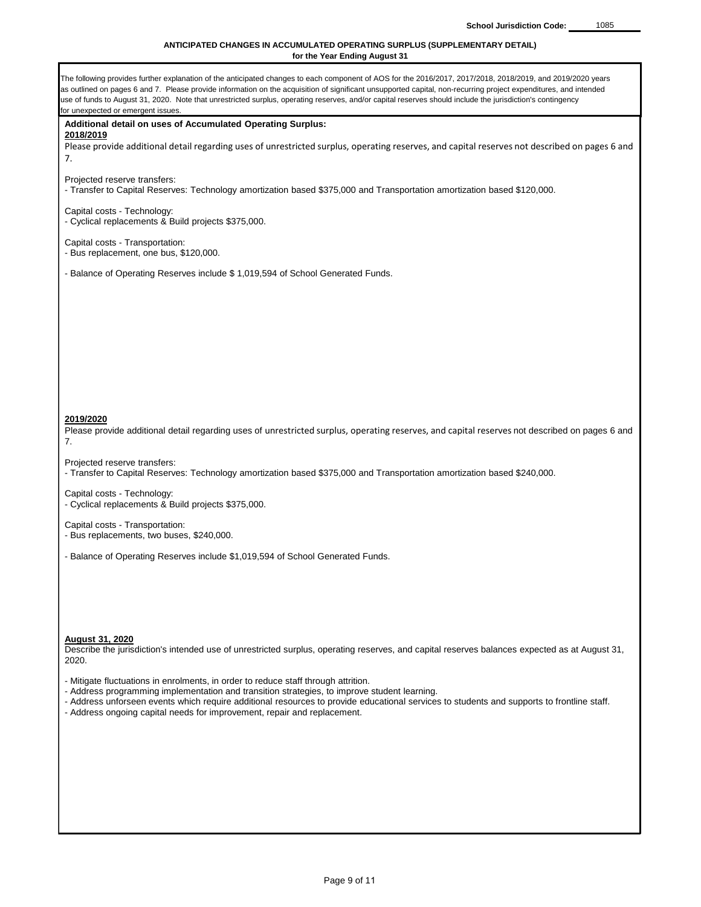School Jurisdiction Code: 1085

**ANTICIPATED CHANGES IN ACCUMULATED OPERATING SURPLUS (SUPPLEMENTARY DETAIL)**
**for the Year Ending August 31**

The following provides further explanation of the anticipated changes to each component of AOS for the 2016/2017, 2017/2018, 2018/2019, and 2019/2020 years as outlined on pages 6 and 7. Please provide information on the acquisition of significant unsupported capital, non-recurring project expenditures, and intended use of funds to August 31, 2020. Note that unrestricted surplus, operating reserves, and/or capital reserves should include the jurisdiction's contingency for unexpected or emergent issues.

**Additional detail on uses of Accumulated Operating Surplus:**

**2018/2019**

Please provide additional detail regarding uses of unrestricted surplus, operating reserves, and capital reserves not described on pages 6 and 7.

Projected reserve transfers:
- Transfer to Capital Reserves: Technology amortization based $375,000 and Transportation amortization based $120,000.

Capital costs - Technology:
- Cyclical replacements & Build projects $375,000.

Capital costs - Transportation:
- Bus replacement, one bus, $120,000.

- Balance of Operating Reserves include $ 1,019,594 of School Generated Funds.

**2019/2020**

Please provide additional detail regarding uses of unrestricted surplus, operating reserves, and capital reserves not described on pages 6 and 7.

Projected reserve transfers:
- Transfer to Capital Reserves: Technology amortization based $375,000 and Transportation amortization based $240,000.

Capital costs - Technology:
- Cyclical replacements & Build projects $375,000.

Capital costs - Transportation:
- Bus replacements, two buses, $240,000.

- Balance of Operating Reserves include $1,019,594 of School Generated Funds.

**August 31, 2020**

Describe the jurisdiction's intended use of unrestricted surplus, operating reserves, and capital reserves balances expected as at August 31, 2020.

- Mitigate fluctuations in enrolments, in order to reduce staff through attrition.
- Address programming implementation and transition strategies, to improve student learning.
- Address unforseen events which require additional resources to provide educational services to students and supports to frontline staff.
- Address ongoing capital needs for improvement, repair and replacement.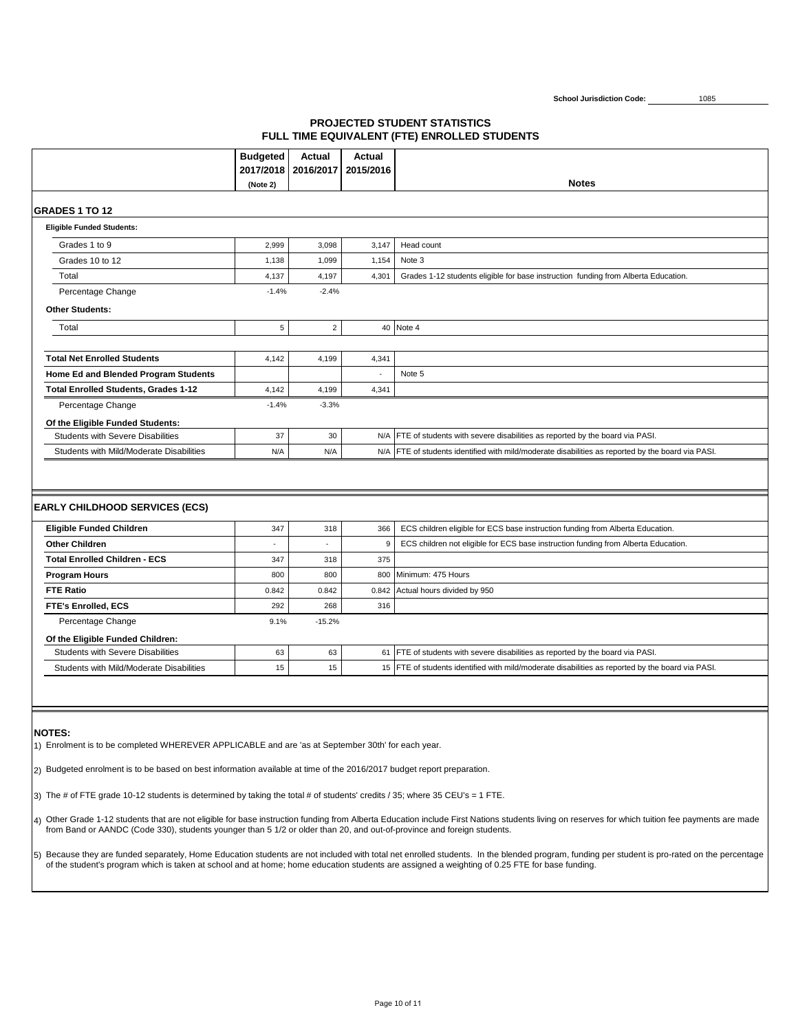School Jurisdiction Code: 1085

# PROJECTED STUDENT STATISTICS
## FULL TIME EQUIVALENT (FTE) ENROLLED STUDENTS

| | Budgeted 2017/2018 (Note 2) | Actual 2016/2017 | Actual 2015/2016 | Notes |
|---|---|---|---|---|
| **GRADES 1 TO 12** | | | | |
| **Eligible Funded Students:** | | | | |
| Grades 1 to 9 | 2,999 | 3,098 | 3,147 | Head count |
| Grades 10 to 12 | 1,138 | 1,099 | 1,154 | Note 3 |
| Total | 4,137 | 4,197 | 4,301 | Grades 1-12 students eligible for base instruction funding from Alberta Education. |
| Percentage Change | -1.4% | -2.4% | | |
| **Other Students:** | | | | |
| Total | 5 | 2 | 40 | Note 4 |
| **Total Net Enrolled Students** | 4,142 | 4,199 | 4,341 | |
| **Home Ed and Blended Program Students** | | | - | Note 5 |
| **Total Enrolled Students, Grades 1-12** | 4,142 | 4,199 | 4,341 | |
| Percentage Change | -1.4% | -3.3% | | |
| **Of the Eligible Funded Students:** | | | | |
| Students with Severe Disabilities | 37 | 30 | N/A | FTE of students with severe disabilities as reported by the board via PASI. |
| Students with Mild/Moderate Disabilities | N/A | N/A | N/A | FTE of students identified with mild/moderate disabilities as reported by the board via PASI. |

| | Budgeted 2017/2018 (Note 2) | Actual 2016/2017 | Actual 2015/2016 | Notes |
|---|---|---|---|---|
| **EARLY CHILDHOOD SERVICES (ECS)** | | | | |
| **Eligible Funded Children** | 347 | 318 | 366 | ECS children eligible for ECS base instruction funding from Alberta Education. |
| **Other Children** | - | - | 9 | ECS children not eligible for ECS base instruction funding from Alberta Education. |
| **Total Enrolled Children - ECS** | 347 | 318 | 375 | |
| **Program Hours** | 800 | 800 | 800 | Minimum: 475 Hours |
| **FTE Ratio** | 0.842 | 0.842 | 0.842 | Actual hours divided by 950 |
| **FTE's Enrolled, ECS** | 292 | 268 | 316 | |
| Percentage Change | 9.1% | -15.2% | | |
| **Of the Eligible Funded Children:** | | | | |
| Students with Severe Disabilities | 63 | 63 | 61 | FTE of students with severe disabilities as reported by the board via PASI. |
| Students with Mild/Moderate Disabilities | 15 | 15 | 15 | FTE of students identified with mild/moderate disabilities as reported by the board via PASI. |

**NOTES:**

1) Enrolment is to be completed WHEREVER APPLICABLE and are 'as at September 30th' for each year.

2) Budgeted enrolment is to be based on best information available at time of the 2016/2017 budget report preparation.

3) The # of FTE grade 10-12 students is determined by taking the total # of students' credits / 35; where 35 CEU's = 1 FTE.

4) Other Grade 1-12 students that are not eligible for base instruction funding from Alberta Education include First Nations students living on reserves for which tuition fee payments are made from Band or AANDC (Code 330), students younger than 5 1/2 or older than 20, and out-of-province and foreign students.

5) Because they are funded separately, Home Education students are not included with total net enrolled students. In the blended program, funding per student is pro-rated on the percentage of the student's program which is taken at school and at home; home education students are assigned a weighting of 0.25 FTE for base funding.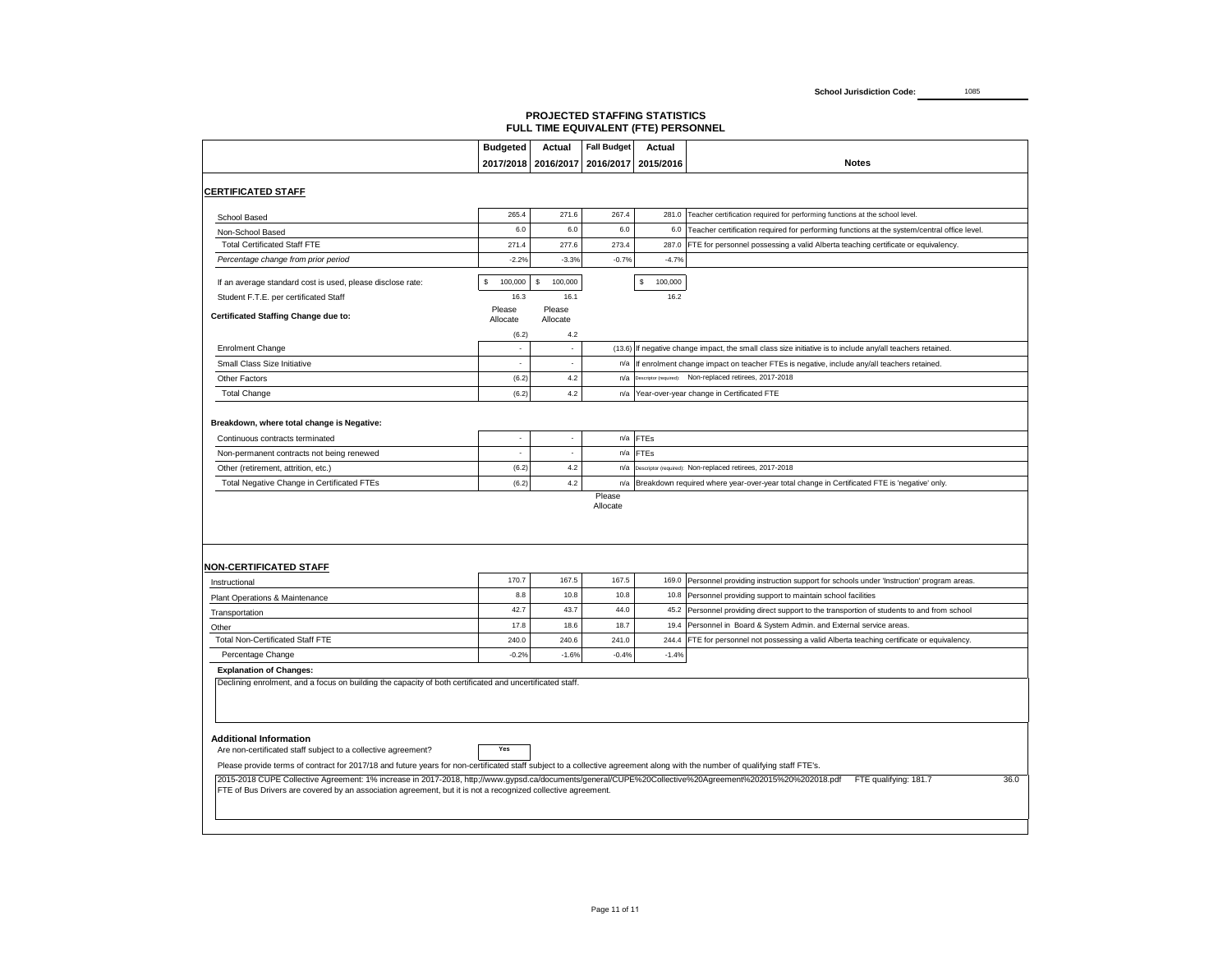School Jurisdiction Code: 1085

## PROJECTED STAFFING STATISTICS
## FULL TIME EQUIVALENT (FTE) PERSONNEL

| | Budgeted 2017/2018 | Actual 2016/2017 | Fall Budget 2016/2017 | Actual 2015/2016 | Notes |
|---|---|---|---|---|---|
| **CERTIFICATED STAFF** | | | | | |
| School Based | 265.4 | 271.6 | 267.4 | 281.0 | Teacher certification required for performing functions at the school level. |
| Non-School Based | 6.0 | 6.0 | 6.0 | 6.0 | Teacher certification required for performing functions at the system/central office level. |
| Total Certificated Staff FTE | 271.4 | 277.6 | 273.4 | 287.0 | FTE for personnel possessing a valid Alberta teaching certificate or equivalency. |
| *Percentage change from prior period* | -2.2% | -3.3% | -0.7% | -4.7% | |
| If an average standard cost is used, please disclose rate: | $ 100,000 | $ 100,000 | | $ 100,000 | |
| Student F.T.E. per certificated Staff | 16.3 | 16.1 | | 16.2 | |
| **Certificated Staffing Change due to:** | Please Allocate | Please Allocate | | | |
| | (6.2) | 4.2 | | | |
| Enrolment Change | - | - | | (13.6) | If negative change impact, the small class size initiative is to include any/all teachers retained. |
| Small Class Size Initiative | - | - | | n/a | If enrolment change impact on teacher FTEs is negative, include any/all teachers retained. |
| Other Factors | (6.2) | 4.2 | | n/a | Descriptor (required): Non-replaced retirees, 2017-2018 |
| Total Change | (6.2) | 4.2 | | n/a | Year-over-year change in Certificated FTE |
| **Breakdown, where total change is Negative:** | | | | | |
| Continuous contracts terminated | - | - | | n/a | FTEs |
| Non-permanent contracts not being renewed | - | - | | n/a | FTEs |
| Other (retirement, attrition, etc.) | (6.2) | 4.2 | | n/a | Descriptor (required): Non-replaced retirees, 2017-2018 |
| Total Negative Change in Certificated FTEs | (6.2) | 4.2 | | n/a | Breakdown required where year-over-year total change in Certificated FTE is 'negative' only. |
| | | | Please Allocate | | |
| **NON-CERTIFICATED STAFF** | | | | | |
| Instructional | 170.7 | 167.5 | 167.5 | 169.0 | Personnel providing instruction support for schools under 'Instruction' program areas. |
| Plant Operations & Maintenance | 8.8 | 10.8 | 10.8 | 10.8 | Personnel providing support to maintain school facilities |
| Transportation | 42.7 | 43.7 | 44.0 | 45.2 | Personnel providing direct support to the transportion of students to and from school |
| Other | 17.8 | 18.6 | 18.7 | 19.4 | Personnel in Board & System Admin. and External service areas. |
| Total Non-Certificated Staff FTE | 240.0 | 240.6 | 241.0 | 244.4 | FTE for personnel not possessing a valid Alberta teaching certificate or equivalency. |
| Percentage Change | -0.2% | -1.6% | -0.4% | -1.4% | |

**Explanation of Changes:**

Declining enrolment, and a focus on building the capacity of both certificated and uncertificated staff.

**Additional Information**

Are non-certificated staff subject to a collective agreement? **Yes**

Please provide terms of contract for 2017/18 and future years for non-certificated staff subject to a collective agreement along with the number of qualifying staff FTE's.

2015-2018 CUPE Collective Agreement: 1% increase in 2017-2018, http;//www.gypsd.ca/documents/general/CUPE%20Collective%20Agreement%202015%20%202018.pdf FTE qualifying: 181.7 36.0
FTE of Bus Drivers are covered by an association agreement, but it is not a recognized collective agreement.